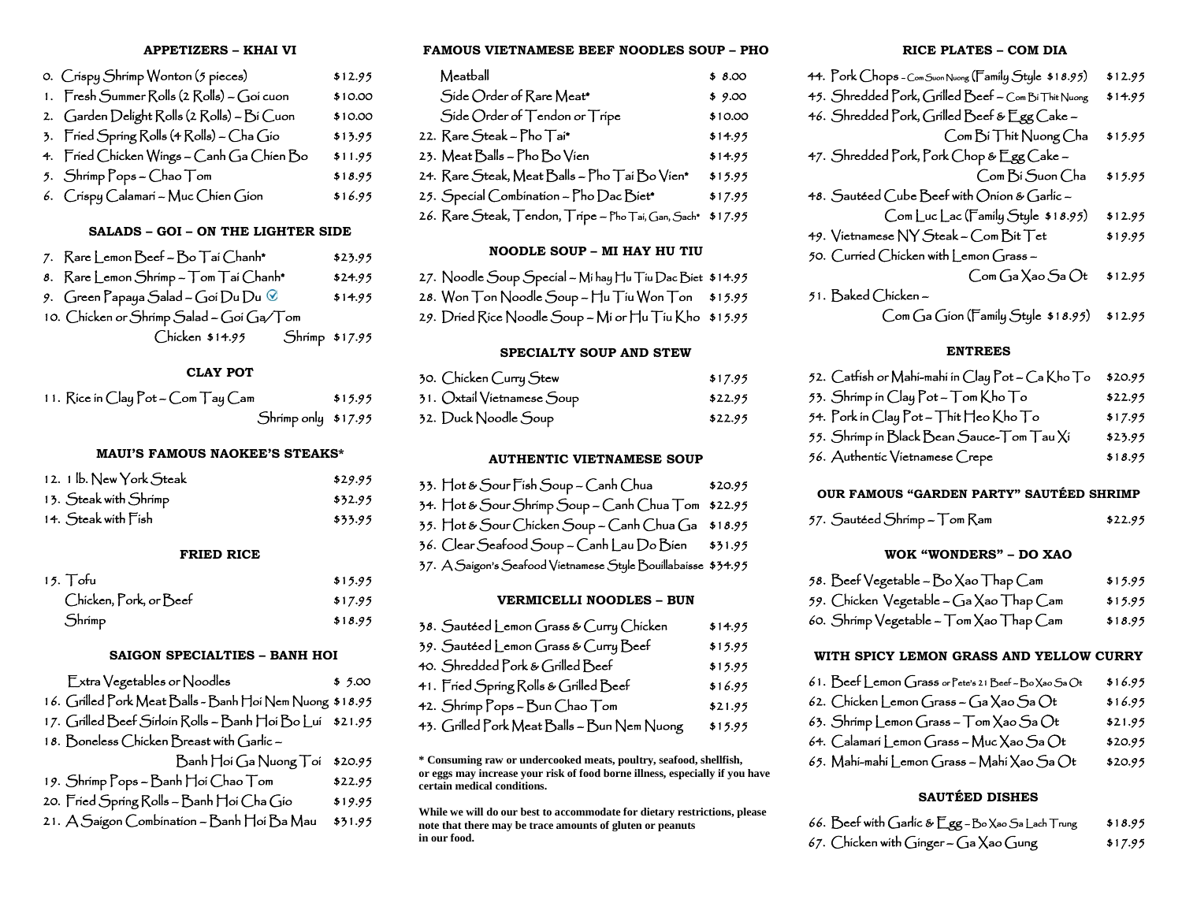## APPETIZERS – KHAI VI

0. Crispy Shrimp Wonton (5 pieces) $12.95
1. Fresh Summer Rolls (2 Rolls) – Goi cuon $10.00
2. Garden Delight Rolls (2 Rolls) – Bi Cuon $10.00
3. Fried Spring Rolls (4 Rolls) – Cha Gio $13.95
4. Fried Chicken Wings – Canh Ga Chien Bo $11.95
5. Shrimp Pops – Chao Tom $18.95
6. Crispy Calamari – Muc Chien Gion $16.95

## SALADS – GOI – ON THE LIGHTER SIDE

7. Rare Lemon Beef – Bo Tai Chanh* $23.95
8. Rare Lemon Shrimp – Tom Tai Chanh* $24.95
9. Green Papaya Salad – Goi Du Du ✓ $14.95
10. Chicken or Shrimp Salad – Goi Ga/Tom
    Chicken $14.95 Shrimp $17.95

## CLAY POT

11. Rice in Clay Pot – Com Tay Cam $15.95
    Shrimp only $17.95

## MAUI'S FAMOUS NAOKEE'S STEAKS*

12. 1 lb. New York Steak $29.95
13. Steak with Shrimp $32.95
14. Steak with Fish $33.95

## FRIED RICE

15. Tofu $15.95
    Chicken, Pork, or Beef $17.95
    Shrimp $18.95

## SAIGON SPECIALTIES – BANH HOI

Extra Vegetables or Noodles $ 5.00

16. Grilled Pork Meat Balls – Banh Hoi Nem Nuong $18.95
17. Grilled Beef Sirloin Rolls – Banh Hoi Bo Lui $21.95
18. Boneless Chicken Breast with Garlic – Banh Hoi Ga Nuong Toi $20.95
19. Shrimp Pops – Banh Hoi Chao Tom $22.95
20. Fried Spring Rolls – Banh Hoi Cha Gio $19.95
21. A Saigon Combination – Banh Hoi Ba Mau $31.95

## FAMOUS VIETNAMESE BEEF NOODLES SOUP – PHO

Meatball $ 8.00
Side Order of Rare Meat* $ 9.00
Side Order of Tendon or Tripe $10.00

22. Rare Steak – Pho Tai* $14.95
23. Meat Balls – Pho Bo Vien $14.95
24. Rare Steak, Meat Balls – Pho Tai Bo Vien* $15.95
25. Special Combination – Pho Dac Biet* $17.95
26. Rare Steak, Tendon, Tripe – Pho Tai, Gan, Sach* $17.95

## NOODLE SOUP – MI HAY HU TIU

27. Noodle Soup Special – Mi hay Hu Tiu Dac Biet $14.95
28. Won Ton Noodle Soup – Hu Tiu Won Ton $15.95
29. Dried Rice Noodle Soup – Mi or Hu Tiu Kho $15.95

## SPECIALTY SOUP AND STEW

30. Chicken Curry Stew $17.95
31. Oxtail Vietnamese Soup $22.95
32. Duck Noodle Soup $22.95

## AUTHENTIC VIETNAMESE SOUP

33. Hot & Sour Fish Soup – Canh Chua $20.95
34. Hot & Sour Shrimp Soup – Canh Chua Tom $22.95
35. Hot & Sour Chicken Soup – Canh Chua Ga $18.95
36. Clear Seafood Soup – Canh Lau Do Bien $31.95
37. A Saigon's Seafood Vietnamese Style Bouillabaisse $34.95

## VERMICELLI NOODLES – BUN

38. Sautéed Lemon Grass & Curry Chicken $14.95
39. Sautéed Lemon Grass & Curry Beef $15.95
40. Shredded Pork & Grilled Beef $15.95
41. Fried Spring Rolls & Grilled Beef $16.95
42. Shrimp Pops – Bun Chao Tom $21.95
43. Grilled Pork Meat Balls – Bun Nem Nuong $15.95

**\* Consuming raw or undercooked meats, poultry, seafood, shellfish, or eggs may increase your risk of food borne illness, especially if you have certain medical conditions.**

**While we will do our best to accommodate for dietary restrictions, please note that there may be trace amounts of gluten or peanuts in our food.**

## RICE PLATES – COM DIA

44. Pork Chops – Com Suon Nuong (Family Style $18.95) $12.95
45. Shredded Pork, Grilled Beef – Com Bi Thit Nuong $14.95
46. Shredded Pork, Grilled Beef & Egg Cake – Com Bi Thit Nuong Cha $15.95
47. Shredded Pork, Pork Chop & Egg Cake – Com Bi Suon Cha $15.95
48. Sautéed Cube Beef with Onion & Garlic – Com Luc Lac (Family Style $18.95) $12.95
49. Vietnamese NY Steak – Com Bit Tet $19.95
50. Curried Chicken with Lemon Grass – Com Ga Xao Sa Ot $12.95
51. Baked Chicken – Com Ga Gion (Family Style $18.95) $12.95

## ENTREES

52. Catfish or Mahi-mahi in Clay Pot – Ca Kho To $20.95
53. Shrimp in Clay Pot – Tom Kho To $22.95
54. Pork in Clay Pot – Thit Heo Kho To $17.95
55. Shrimp in Black Bean Sauce-Tom Tau Xi $23.95
56. Authentic Vietnamese Crepe $18.95

## OUR FAMOUS "GARDEN PARTY" SAUTÉED SHRIMP

57. Sautéed Shrimp – Tom Ram $22.95

## WOK "WONDERS" – DO XAO

58. Beef Vegetable – Bo Xao Thap Cam $15.95
59. Chicken Vegetable – Ga Xao Thap Cam $15.95
60. Shrimp Vegetable – Tom Xao Thap Cam $18.95

## WITH SPICY LEMON GRASS AND YELLOW CURRY

61. Beef Lemon Grass or Pete's 21 Beef – Bo Xao Sa Ot $16.95
62. Chicken Lemon Grass – Ga Xao Sa Ot $16.95
63. Shrimp Lemon Grass – Tom Xao Sa Ot $21.95
64. Calamari Lemon Grass – Muc Xao Sa Ot $20.95
65. Mahi-mahi Lemon Grass – Mahi Xao Sa Ot $20.95

## SAUTÉED DISHES

66. Beef with Garlic & Egg – Bo Xao Sa Lach Trung $18.95
67. Chicken with Ginger – Ga Xao Gung $17.95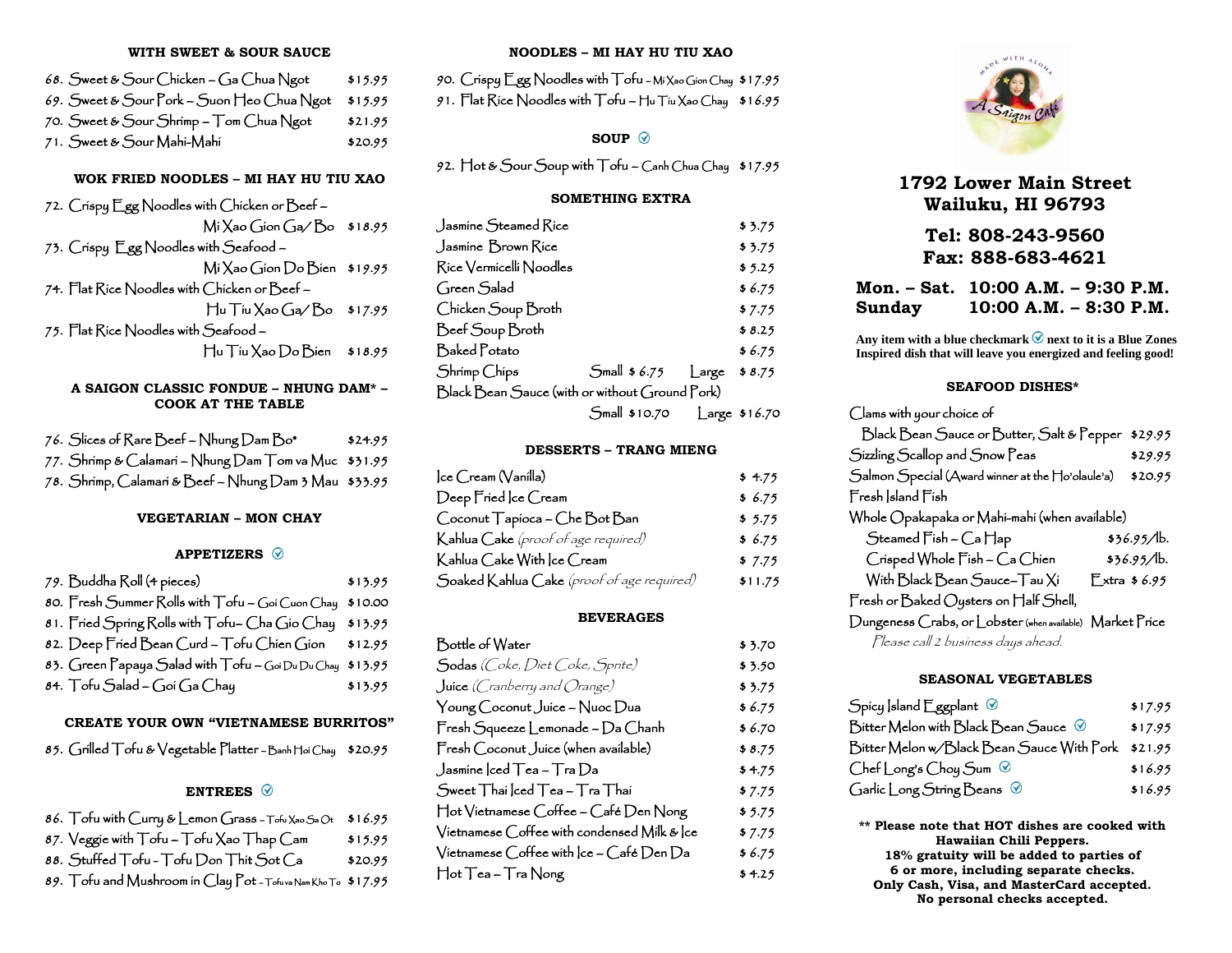## WITH SWEET & SOUR SAUCE

| | |
|---|---|
| 68. Sweet & Sour Chicken – Ga Chua Ngot | $15.95 |
| 69. Sweet & Sour Pork – Suon Heo Chua Ngot | $15.95 |
| 70. Sweet & Sour Shrimp – Tom Chua Ngot | $21.95 |
| 71. Sweet & Sour Mahi-Mahi | $20.95 |

## WOK FRIED NOODLES – MI HAY HU TIU XAO

| | |
|---|---|
| 72. Crispy Egg Noodles with Chicken or Beef – Mi Xao Gion Ga/ Bo | $18.95 |
| 73. Crispy Egg Noodles with Seafood – Mi Xao Gion Do Bien | $19.95 |
| 74. Flat Rice Noodles with Chicken or Beef – Hu Tiu Xao Ga/ Bo | $17.95 |
| 75. Flat Rice Noodles with Seafood – Hu Tiu Xao Do Bien | $18.95 |

## A SAIGON CLASSIC FONDUE – NHUNG DAM* – COOK AT THE TABLE

| | |
|---|---|
| 76. Slices of Rare Beef – Nhung Dam Bo* | $24.95 |
| 77. Shrimp & Calamari – Nhung Dam Tom va Muc | $31.95 |
| 78. Shrimp, Calamari & Beef – Nhung Dam 3 Mau | $33.95 |

## VEGETARIAN – MON CHAY

### APPETIZERS ✓

| | |
|---|---|
| 79. Buddha Roll (4 pieces) | $13.95 |
| 80. Fresh Summer Rolls with Tofu – Goi Cuon Chay | $10.00 |
| 81. Fried Spring Rolls with Tofu– Cha Gio Chay | $13.95 |
| 82. Deep Fried Bean Curd – Tofu Chien Gion | $12.95 |
| 83. Green Papaya Salad with Tofu – Goi Du Du Chay | $13.95 |
| 84. Tofu Salad – Goi Ga Chay | $13.95 |

### CREATE YOUR OWN "VIETNAMESE BURRITOS"

| | |
|---|---|
| 85. Grilled Tofu & Vegetable Platter – Banh Hoi Chay | $20.95 |

### ENTREES ✓

| | |
|---|---|
| 86. Tofu with Curry & Lemon Grass – Tofu Xao Sa Ot | $16.95 |
| 87. Veggie with Tofu – Tofu Xao Thap Cam | $15.95 |
| 88. Stuffed Tofu - Tofu Don Thit Sot Ca | $20.95 |
| 89. Tofu and Mushroom in Clay Pot – Tofu va Nam Kho To | $17.95 |

### NOODLES – MI HAY HU TIU XAO

| | |
|---|---|
| 90. Crispy Egg Noodles with Tofu – Mi Xao Gion Chay | $17.95 |
| 91. Flat Rice Noodles with Tofu – Hu Tiu Xao Chay | $16.95 |

### SOUP ✓

| | |
|---|---|
| 92. Hot & Sour Soup with Tofu – Canh Chua Chay | $17.95 |

## SOMETHING EXTRA

| | |
|---|---|
| Jasmine Steamed Rice | $ 3.75 |
| Jasmine Brown Rice | $ 3.75 |
| Rice Vermicelli Noodles | $ 5.25 |
| Green Salad | $ 6.75 |
| Chicken Soup Broth | $ 7.75 |
| Beef Soup Broth | $ 8.25 |
| Baked Potato | $ 6.75 |
| Shrimp Chips | Small $ 6.75 Large $ 8.75 |
| Black Bean Sauce (with or without Ground Pork) | Small $10.70 Large $16.70 |

## DESSERTS – TRANG MIENG

| | |
|---|---|
| Ice Cream (Vanilla) | $ 4.75 |
| Deep Fried Ice Cream | $ 6.75 |
| Coconut Tapioca – Che Bot Ban | $ 5.75 |
| Kahlua Cake *(proof of age required)* | $ 6.75 |
| Kahlua Cake With Ice Cream | $ 7.75 |
| Soaked Kahlua Cake *(proof of age required)* | $11.75 |

## BEVERAGES

| | |
|---|---|
| Bottle of Water | $ 3.70 |
| Sodas *(Coke, Diet Coke, Sprite)* | $ 3.50 |
| Juice *(Cranberry and Orange)* | $ 3.75 |
| Young Coconut Juice – Nuoc Dua | $ 6.75 |
| Fresh Squeeze Lemonade – Da Chanh | $ 6.70 |
| Fresh Coconut Juice (when available) | $ 8.75 |
| Jasmine Iced Tea – Tra Da | $ 4.75 |
| Sweet Thai Iced Tea – Tra Thai | $ 7.75 |
| Hot Vietnamese Coffee – Café Den Nong | $ 5.75 |
| Vietnamese Coffee with condensed Milk & Ice | $ 7.75 |
| Vietnamese Coffee with Ice – Café Den Da | $ 6.75 |
| Hot Tea – Tra Nong | $ 4.25 |

MADE WITH ALOHA
A Saigon Café

**1792 Lower Main Street**
**Wailuku, HI 96793**

**Tel: 808-243-9560**
**Fax: 888-683-4621**

**Mon. – Sat. 10:00 A.M. – 9:30 P.M.**
**Sunday 10:00 A.M. – 8:30 P.M.**

**Any item with a blue checkmark ✓ next to it is a Blue Zones Inspired dish that will leave you energized and feeling good!**

## SEAFOOD DISHES*

| | |
|---|---|
| Clams with your choice of Black Bean Sauce or Butter, Salt & Pepper | $29.95 |
| Sizzling Scallop and Snow Peas | $29.95 |
| Salmon Special (Award winner at the Ho'olaule'a) | $20.95 |
| Fresh Island Fish | |
| Whole Opakapaka or Mahi-mahi (when available) | |
| Steamed Fish – Ca Hap | $36.95/lb. |
| Crisped Whole Fish – Ca Chien | $36.95/lb. |
| With Black Bean Sauce–Tau Xi | Extra $ 6.95 |
| Fresh or Baked Oysters on Half Shell, | |
| Dungeness Crabs, or Lobster (when available) | Market Price |

*Please call 2 business days ahead.*

## SEASONAL VEGETABLES

| | |
|---|---|
| Spicy Island Eggplant ✓ | $17.95 |
| Bitter Melon with Black Bean Sauce ✓ | $17.95 |
| Bitter Melon w/Black Bean Sauce With Pork | $21.95 |
| Chef Long's Choy Sum ✓ | $16.95 |
| Garlic Long String Beans ✓ | $16.95 |

**\*\* Please note that HOT dishes are cooked with Hawaiian Chili Peppers.**
**18% gratuity will be added to parties of 6 or more, including separate checks.**
**Only Cash, Visa, and MasterCard accepted.**
**No personal checks accepted.**